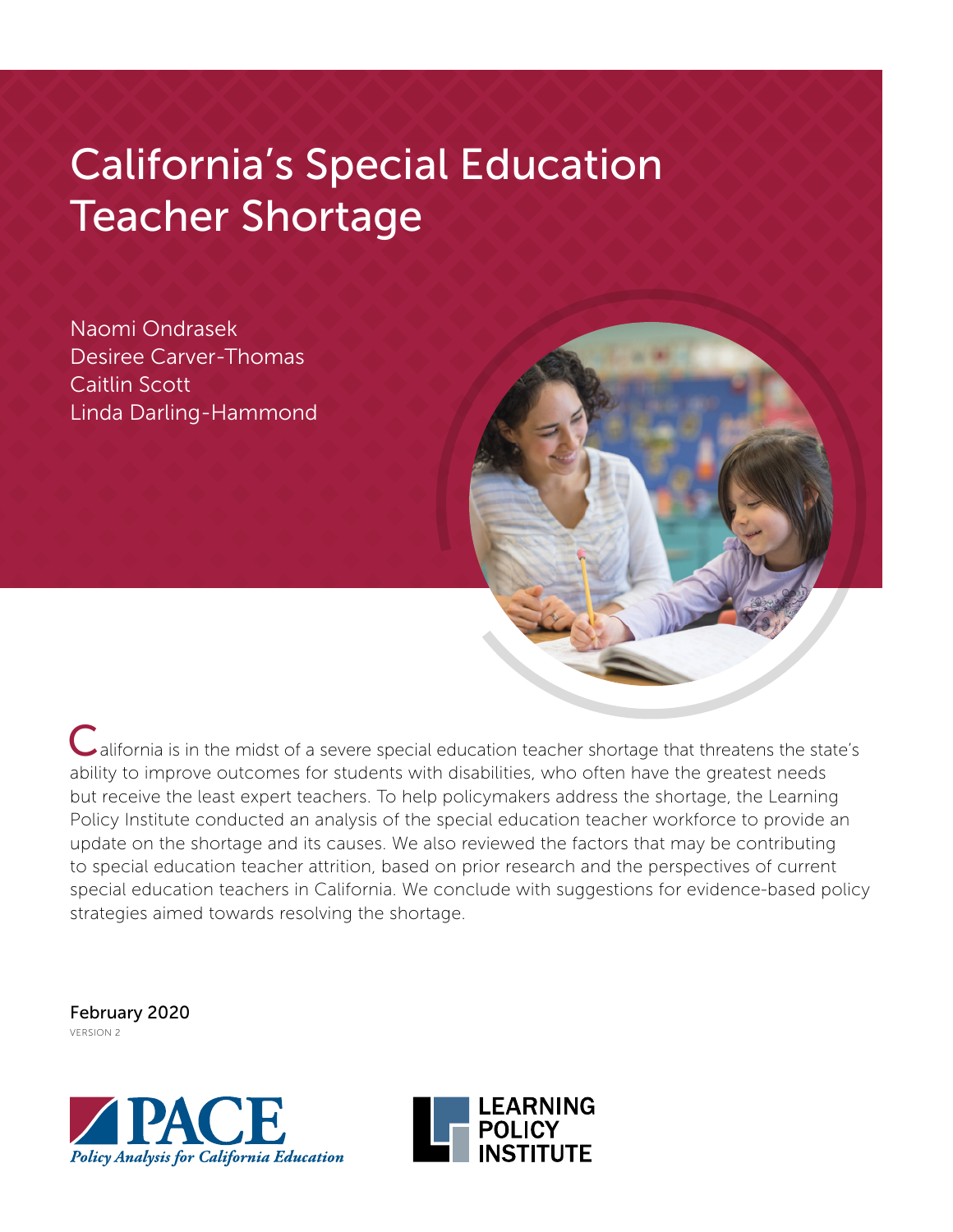# California's Special Education Teacher Shortage

Naomi Ondrasek
Desiree Carver-Thomas
Caitlin Scott
Linda Darling-Hammond

California is in the midst of a severe special education teacher shortage that threatens the state's ability to improve outcomes for students with disabilities, who often have the greatest needs but receive the least expert teachers. To help policymakers address the shortage, the Learning Policy Institute conducted an analysis of the special education teacher workforce to provide an update on the shortage and its causes. We also reviewed the factors that may be contributing to special education teacher attrition, based on prior research and the perspectives of current special education teachers in California. We conclude with suggestions for evidence-based policy strategies aimed towards resolving the shortage.

February 2020
VERSION 2

PACE
*Policy Analysis for California Education*

LEARNING POLICY INSTITUTE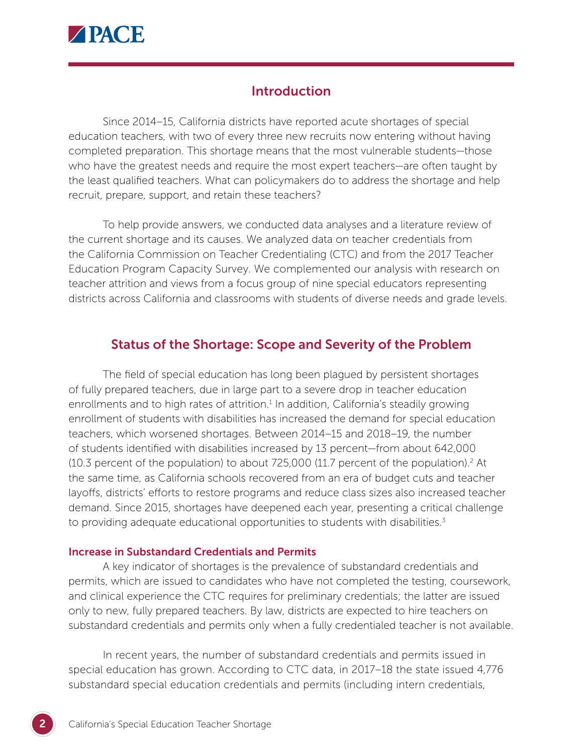## Introduction

Since 2014–15, California districts have reported acute shortages of special education teachers, with two of every three new recruits now entering without having completed preparation. This shortage means that the most vulnerable students—those who have the greatest needs and require the most expert teachers—are often taught by the least qualified teachers. What can policymakers do to address the shortage and help recruit, prepare, support, and retain these teachers?

To help provide answers, we conducted data analyses and a literature review of the current shortage and its causes. We analyzed data on teacher credentials from the California Commission on Teacher Credentialing (CTC) and from the 2017 Teacher Education Program Capacity Survey. We complemented our analysis with research on teacher attrition and views from a focus group of nine special educators representing districts across California and classrooms with students of diverse needs and grade levels.

## Status of the Shortage: Scope and Severity of the Problem

The field of special education has long been plagued by persistent shortages of fully prepared teachers, due in large part to a severe drop in teacher education enrollments and to high rates of attrition.[1] In addition, California's steadily growing enrollment of students with disabilities has increased the demand for special education teachers, which worsened shortages. Between 2014–15 and 2018–19, the number of students identified with disabilities increased by 13 percent—from about 642,000 (10.3 percent of the population) to about 725,000 (11.7 percent of the population).[2] At the same time, as California schools recovered from an era of budget cuts and teacher layoffs, districts' efforts to restore programs and reduce class sizes also increased teacher demand. Since 2015, shortages have deepened each year, presenting a critical challenge to providing adequate educational opportunities to students with disabilities.[3]

### Increase in Substandard Credentials and Permits

A key indicator of shortages is the prevalence of substandard credentials and permits, which are issued to candidates who have not completed the testing, coursework, and clinical experience the CTC requires for preliminary credentials; the latter are issued only to new, fully prepared teachers. By law, districts are expected to hire teachers on substandard credentials and permits only when a fully credentialed teacher is not available.

In recent years, the number of substandard credentials and permits issued in special education has grown. According to CTC data, in 2017–18 the state issued 4,776 substandard special education credentials and permits (including intern credentials,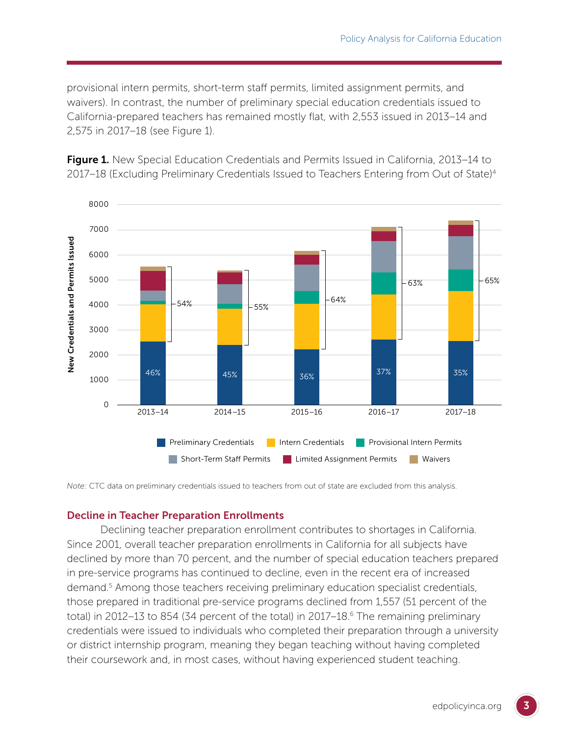provisional intern permits, short-term staff permits, limited assignment permits, and waivers). In contrast, the number of preliminary special education credentials issued to California-prepared teachers has remained mostly flat, with 2,553 issued in 2013–14 and 2,575 in 2017–18 (see Figure 1).

**Figure 1.** New Special Education Credentials and Permits Issued in California, 2013–14 to 2017–18 (Excluding Preliminary Credentials Issued to Teachers Entering from Out of State)[4]

*Note:* CTC data on preliminary credentials issued to teachers from out of state are excluded from this analysis.

### Decline in Teacher Preparation Enrollments

Declining teacher preparation enrollment contributes to shortages in California. Since 2001, overall teacher preparation enrollments in California for all subjects have declined by more than 70 percent, and the number of special education teachers prepared in pre-service programs has continued to decline, even in the recent era of increased demand.[5] Among those teachers receiving preliminary education specialist credentials, those prepared in traditional pre-service programs declined from 1,557 (51 percent of the total) in 2012–13 to 854 (34 percent of the total) in 2017–18.[6] The remaining preliminary credentials were issued to individuals who completed their preparation through a university or district internship program, meaning they began teaching without having completed their coursework and, in most cases, without having experienced student teaching.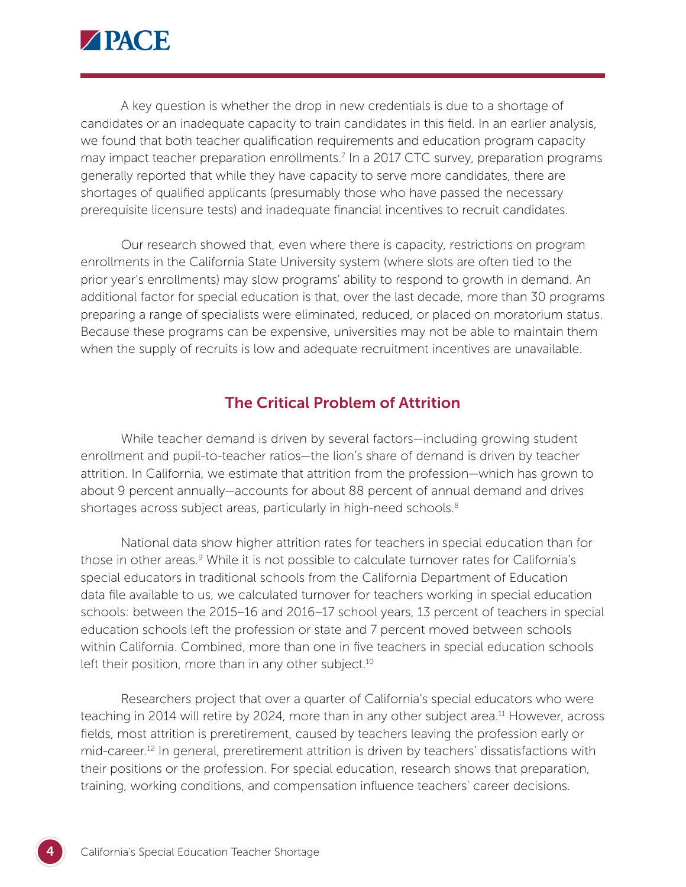A key question is whether the drop in new credentials is due to a shortage of candidates or an inadequate capacity to train candidates in this field. In an earlier analysis, we found that both teacher qualification requirements and education program capacity may impact teacher preparation enrollments.[7] In a 2017 CTC survey, preparation programs generally reported that while they have capacity to serve more candidates, there are shortages of qualified applicants (presumably those who have passed the necessary prerequisite licensure tests) and inadequate financial incentives to recruit candidates.

Our research showed that, even where there is capacity, restrictions on program enrollments in the California State University system (where slots are often tied to the prior year's enrollments) may slow programs' ability to respond to growth in demand. An additional factor for special education is that, over the last decade, more than 30 programs preparing a range of specialists were eliminated, reduced, or placed on moratorium status. Because these programs can be expensive, universities may not be able to maintain them when the supply of recruits is low and adequate recruitment incentives are unavailable.

## The Critical Problem of Attrition

While teacher demand is driven by several factors—including growing student enrollment and pupil-to-teacher ratios—the lion's share of demand is driven by teacher attrition. In California, we estimate that attrition from the profession—which has grown to about 9 percent annually—accounts for about 88 percent of annual demand and drives shortages across subject areas, particularly in high-need schools.[8]

National data show higher attrition rates for teachers in special education than for those in other areas.[9] While it is not possible to calculate turnover rates for California's special educators in traditional schools from the California Department of Education data file available to us, we calculated turnover for teachers working in special education schools: between the 2015–16 and 2016–17 school years, 13 percent of teachers in special education schools left the profession or state and 7 percent moved between schools within California. Combined, more than one in five teachers in special education schools left their position, more than in any other subject.[10]

Researchers project that over a quarter of California's special educators who were teaching in 2014 will retire by 2024, more than in any other subject area.[11] However, across fields, most attrition is preretirement, caused by teachers leaving the profession early or mid-career.[12] In general, preretirement attrition is driven by teachers' dissatisfactions with their positions or the profession. For special education, research shows that preparation, training, working conditions, and compensation influence teachers' career decisions.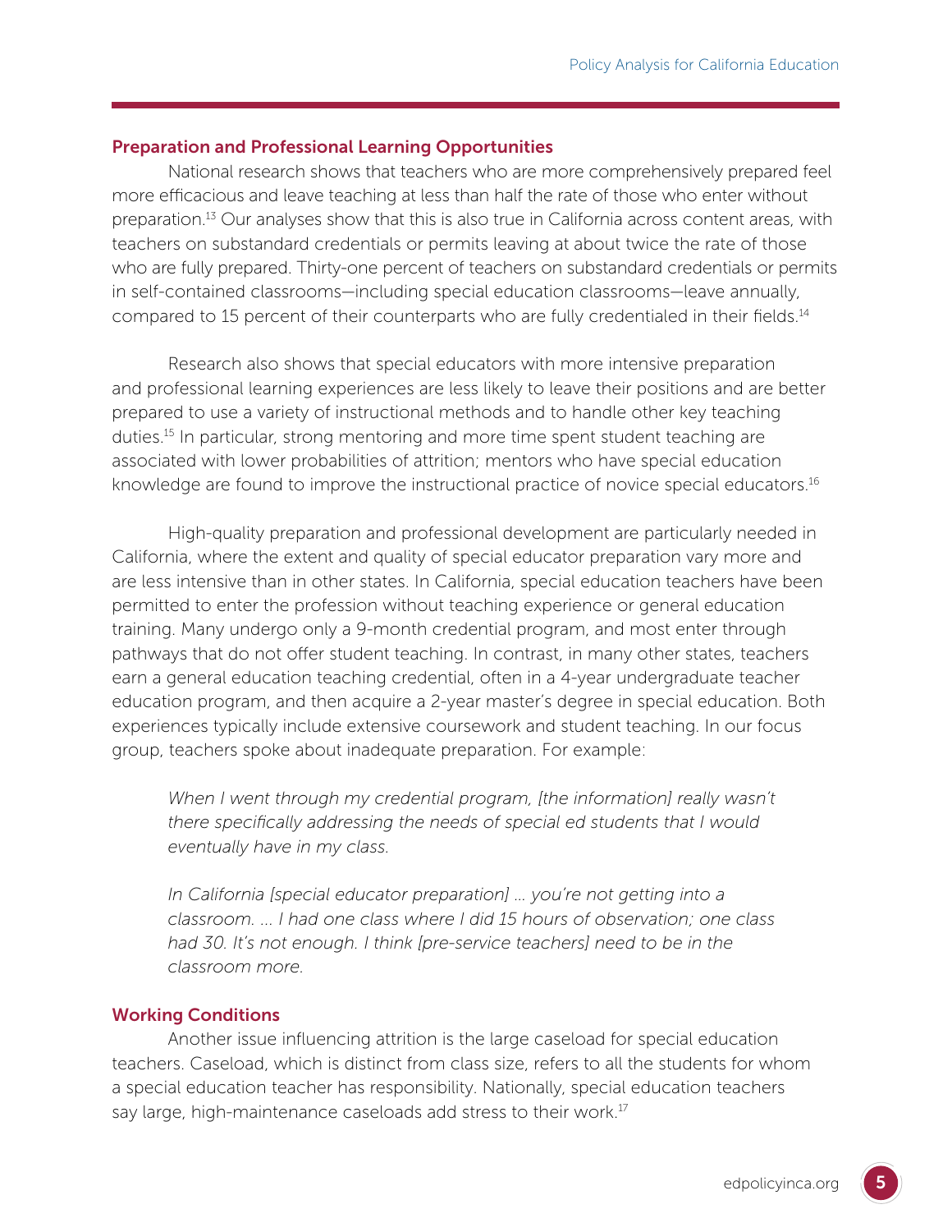## Preparation and Professional Learning Opportunities

National research shows that teachers who are more comprehensively prepared feel more efficacious and leave teaching at less than half the rate of those who enter without preparation.[13] Our analyses show that this is also true in California across content areas, with teachers on substandard credentials or permits leaving at about twice the rate of those who are fully prepared. Thirty-one percent of teachers on substandard credentials or permits in self-contained classrooms—including special education classrooms—leave annually, compared to 15 percent of their counterparts who are fully credentialed in their fields.[14]

Research also shows that special educators with more intensive preparation and professional learning experiences are less likely to leave their positions and are better prepared to use a variety of instructional methods and to handle other key teaching duties.[15] In particular, strong mentoring and more time spent student teaching are associated with lower probabilities of attrition; mentors who have special education knowledge are found to improve the instructional practice of novice special educators.[16]

High-quality preparation and professional development are particularly needed in California, where the extent and quality of special educator preparation vary more and are less intensive than in other states. In California, special education teachers have been permitted to enter the profession without teaching experience or general education training. Many undergo only a 9-month credential program, and most enter through pathways that do not offer student teaching. In contrast, in many other states, teachers earn a general education teaching credential, often in a 4-year undergraduate teacher education program, and then acquire a 2-year master's degree in special education. Both experiences typically include extensive coursework and student teaching. In our focus group, teachers spoke about inadequate preparation. For example:

> *When I went through my credential program, [the information] really wasn't there specifically addressing the needs of special ed students that I would eventually have in my class.*

> *In California [special educator preparation] ... you're not getting into a classroom. ... I had one class where I did 15 hours of observation; one class had 30. It's not enough. I think [pre-service teachers] need to be in the classroom more.*

## Working Conditions

Another issue influencing attrition is the large caseload for special education teachers. Caseload, which is distinct from class size, refers to all the students for whom a special education teacher has responsibility. Nationally, special education teachers say large, high-maintenance caseloads add stress to their work.[17]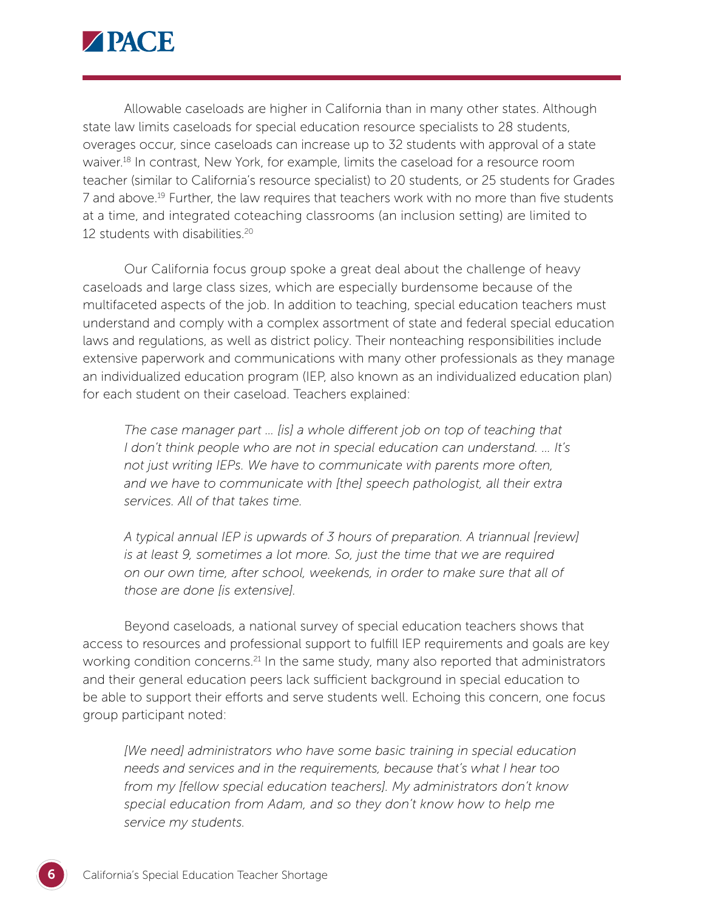Allowable caseloads are higher in California than in many other states. Although state law limits caseloads for special education resource specialists to 28 students, overages occur, since caseloads can increase up to 32 students with approval of a state waiver.[18] In contrast, New York, for example, limits the caseload for a resource room teacher (similar to California's resource specialist) to 20 students, or 25 students for Grades 7 and above.[19] Further, the law requires that teachers work with no more than five students at a time, and integrated coteaching classrooms (an inclusion setting) are limited to 12 students with disabilities.[20]

Our California focus group spoke a great deal about the challenge of heavy caseloads and large class sizes, which are especially burdensome because of the multifaceted aspects of the job. In addition to teaching, special education teachers must understand and comply with a complex assortment of state and federal special education laws and regulations, as well as district policy. Their nonteaching responsibilities include extensive paperwork and communications with many other professionals as they manage an individualized education program (IEP, also known as an individualized education plan) for each student on their caseload. Teachers explained:

> *The case manager part … [is] a whole different job on top of teaching that I don't think people who are not in special education can understand. … It's not just writing IEPs. We have to communicate with parents more often, and we have to communicate with [the] speech pathologist, all their extra services. All of that takes time.*

> *A typical annual IEP is upwards of 3 hours of preparation. A triannual [review] is at least 9, sometimes a lot more. So, just the time that we are required on our own time, after school, weekends, in order to make sure that all of those are done [is extensive].*

Beyond caseloads, a national survey of special education teachers shows that access to resources and professional support to fulfill IEP requirements and goals are key working condition concerns.[21] In the same study, many also reported that administrators and their general education peers lack sufficient background in special education to be able to support their efforts and serve students well. Echoing this concern, one focus group participant noted:

> *[We need] administrators who have some basic training in special education needs and services and in the requirements, because that's what I hear too from my [fellow special education teachers]. My administrators don't know special education from Adam, and so they don't know how to help me service my students.*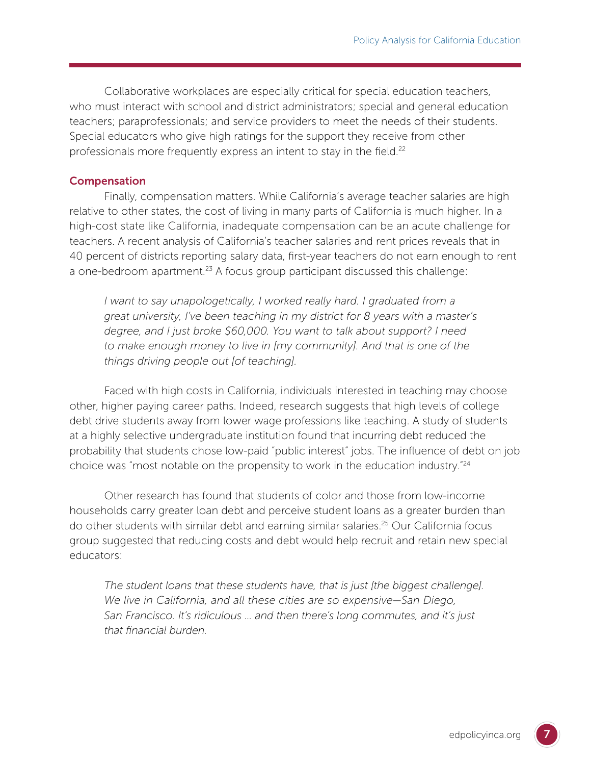Collaborative workplaces are especially critical for special education teachers, who must interact with school and district administrators; special and general education teachers; paraprofessionals; and service providers to meet the needs of their students. Special educators who give high ratings for the support they receive from other professionals more frequently express an intent to stay in the field.[22]

## Compensation

Finally, compensation matters. While California's average teacher salaries are high relative to other states, the cost of living in many parts of California is much higher. In a high-cost state like California, inadequate compensation can be an acute challenge for teachers. A recent analysis of California's teacher salaries and rent prices reveals that in 40 percent of districts reporting salary data, first-year teachers do not earn enough to rent a one-bedroom apartment.[23] A focus group participant discussed this challenge:

> *I want to say unapologetically, I worked really hard. I graduated from a great university, I've been teaching in my district for 8 years with a master's degree, and I just broke $60,000. You want to talk about support? I need to make enough money to live in [my community]. And that is one of the things driving people out [of teaching].*

Faced with high costs in California, individuals interested in teaching may choose other, higher paying career paths. Indeed, research suggests that high levels of college debt drive students away from lower wage professions like teaching. A study of students at a highly selective undergraduate institution found that incurring debt reduced the probability that students chose low-paid "public interest" jobs. The influence of debt on job choice was "most notable on the propensity to work in the education industry."[24]

Other research has found that students of color and those from low-income households carry greater loan debt and perceive student loans as a greater burden than do other students with similar debt and earning similar salaries.[25] Our California focus group suggested that reducing costs and debt would help recruit and retain new special educators:

> *The student loans that these students have, that is just [the biggest challenge]. We live in California, and all these cities are so expensive—San Diego, San Francisco. It's ridiculous ... and then there's long commutes, and it's just that financial burden.*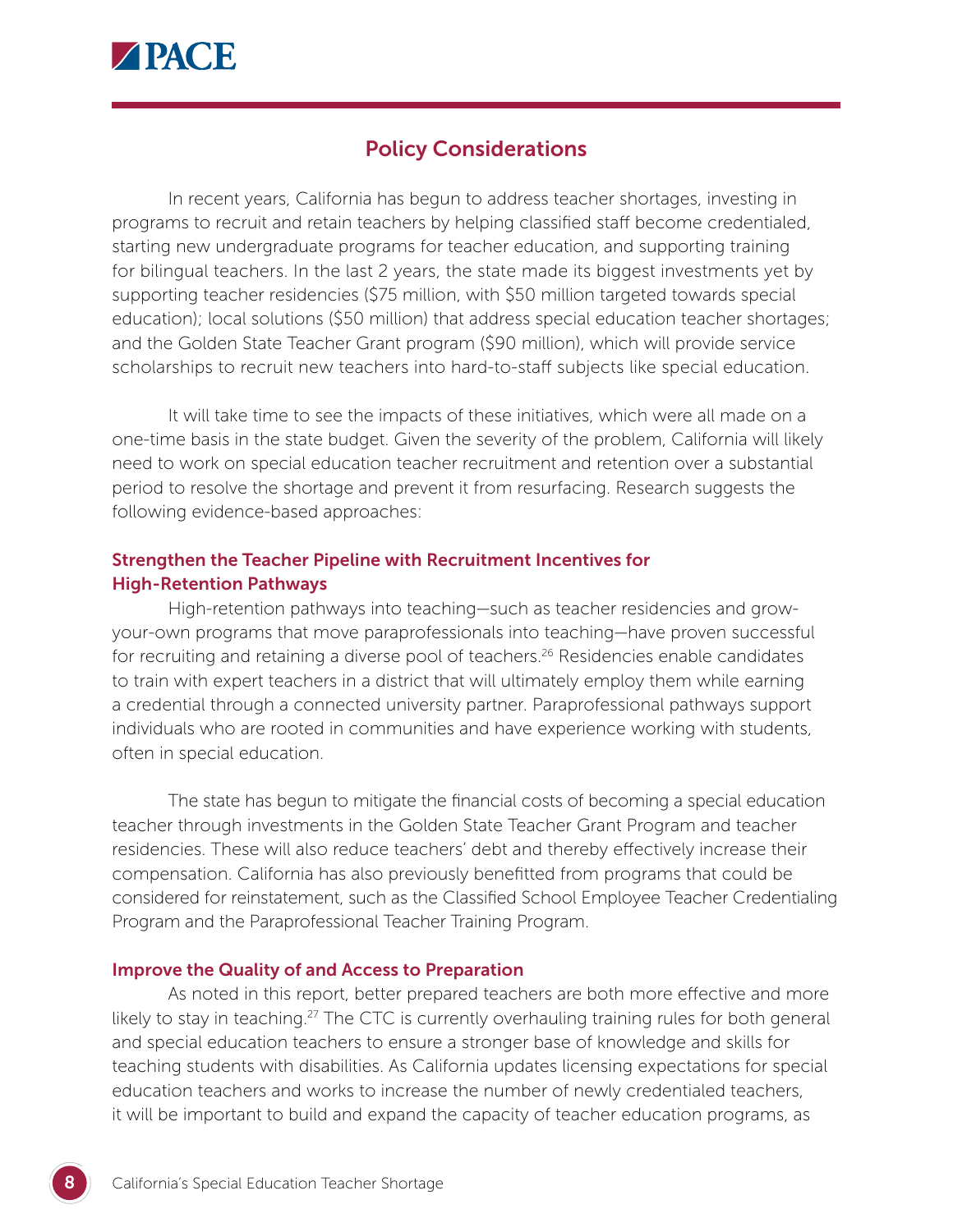## Policy Considerations

In recent years, California has begun to address teacher shortages, investing in programs to recruit and retain teachers by helping classified staff become credentialed, starting new undergraduate programs for teacher education, and supporting training for bilingual teachers. In the last 2 years, the state made its biggest investments yet by supporting teacher residencies ($75 million, with $50 million targeted towards special education); local solutions ($50 million) that address special education teacher shortages; and the Golden State Teacher Grant program ($90 million), which will provide service scholarships to recruit new teachers into hard-to-staff subjects like special education.

It will take time to see the impacts of these initiatives, which were all made on a one-time basis in the state budget. Given the severity of the problem, California will likely need to work on special education teacher recruitment and retention over a substantial period to resolve the shortage and prevent it from resurfacing. Research suggests the following evidence-based approaches:

### Strengthen the Teacher Pipeline with Recruitment Incentives for High-Retention Pathways

High-retention pathways into teaching—such as teacher residencies and grow-your-own programs that move paraprofessionals into teaching—have proven successful for recruiting and retaining a diverse pool of teachers.[26] Residencies enable candidates to train with expert teachers in a district that will ultimately employ them while earning a credential through a connected university partner. Paraprofessional pathways support individuals who are rooted in communities and have experience working with students, often in special education.

The state has begun to mitigate the financial costs of becoming a special education teacher through investments in the Golden State Teacher Grant Program and teacher residencies. These will also reduce teachers' debt and thereby effectively increase their compensation. California has also previously benefitted from programs that could be considered for reinstatement, such as the Classified School Employee Teacher Credentialing Program and the Paraprofessional Teacher Training Program.

### Improve the Quality of and Access to Preparation

As noted in this report, better prepared teachers are both more effective and more likely to stay in teaching.[27] The CTC is currently overhauling training rules for both general and special education teachers to ensure a stronger base of knowledge and skills for teaching students with disabilities. As California updates licensing expectations for special education teachers and works to increase the number of newly credentialed teachers, it will be important to build and expand the capacity of teacher education programs, as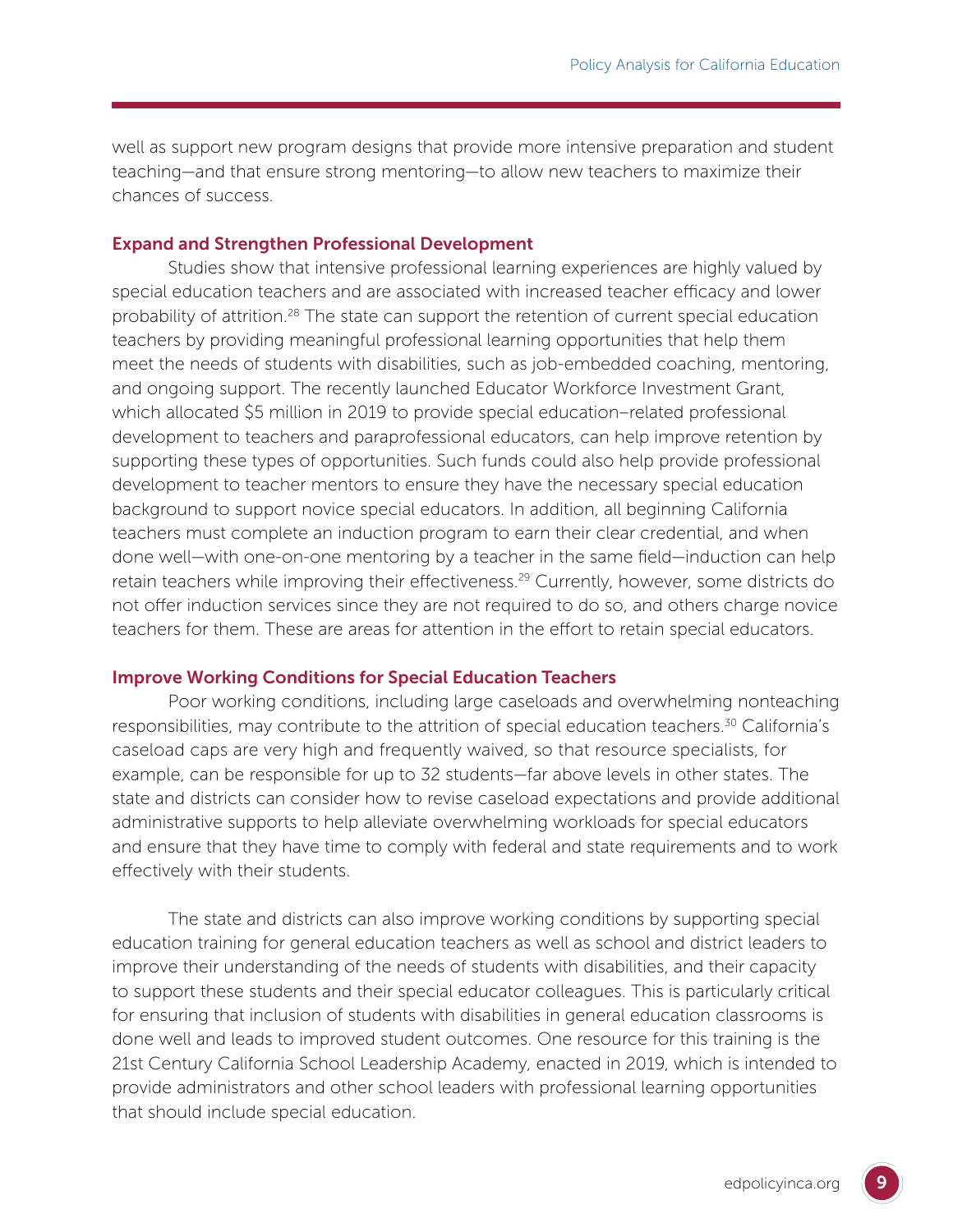well as support new program designs that provide more intensive preparation and student teaching—and that ensure strong mentoring—to allow new teachers to maximize their chances of success.

### Expand and Strengthen Professional Development

Studies show that intensive professional learning experiences are highly valued by special education teachers and are associated with increased teacher efficacy and lower probability of attrition.[28] The state can support the retention of current special education teachers by providing meaningful professional learning opportunities that help them meet the needs of students with disabilities, such as job-embedded coaching, mentoring, and ongoing support. The recently launched Educator Workforce Investment Grant, which allocated $5 million in 2019 to provide special education–related professional development to teachers and paraprofessional educators, can help improve retention by supporting these types of opportunities. Such funds could also help provide professional development to teacher mentors to ensure they have the necessary special education background to support novice special educators. In addition, all beginning California teachers must complete an induction program to earn their clear credential, and when done well—with one-on-one mentoring by a teacher in the same field—induction can help retain teachers while improving their effectiveness.[29] Currently, however, some districts do not offer induction services since they are not required to do so, and others charge novice teachers for them. These are areas for attention in the effort to retain special educators.

### Improve Working Conditions for Special Education Teachers

Poor working conditions, including large caseloads and overwhelming nonteaching responsibilities, may contribute to the attrition of special education teachers.[30] California's caseload caps are very high and frequently waived, so that resource specialists, for example, can be responsible for up to 32 students—far above levels in other states. The state and districts can consider how to revise caseload expectations and provide additional administrative supports to help alleviate overwhelming workloads for special educators and ensure that they have time to comply with federal and state requirements and to work effectively with their students.

The state and districts can also improve working conditions by supporting special education training for general education teachers as well as school and district leaders to improve their understanding of the needs of students with disabilities, and their capacity to support these students and their special educator colleagues. This is particularly critical for ensuring that inclusion of students with disabilities in general education classrooms is done well and leads to improved student outcomes. One resource for this training is the 21st Century California School Leadership Academy, enacted in 2019, which is intended to provide administrators and other school leaders with professional learning opportunities that should include special education.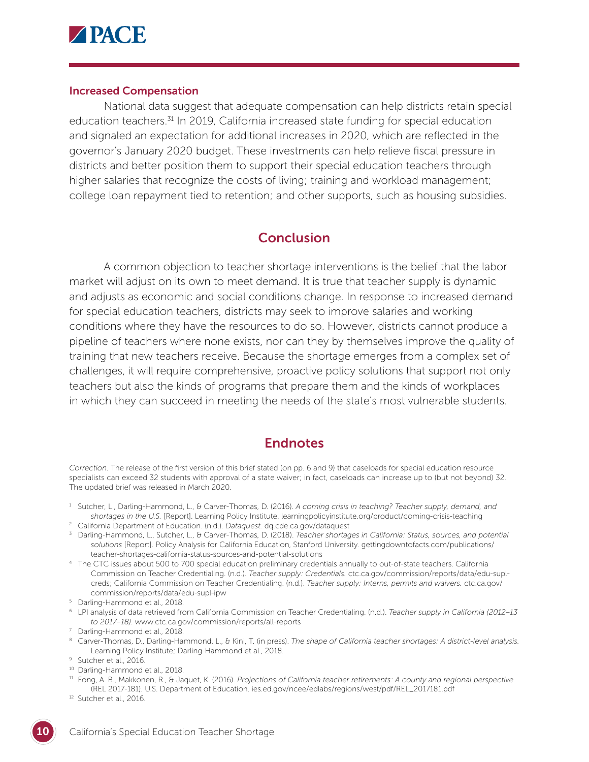### Increased Compensation

National data suggest that adequate compensation can help districts retain special education teachers.[31] In 2019, California increased state funding for special education and signaled an expectation for additional increases in 2020, which are reflected in the governor's January 2020 budget. These investments can help relieve fiscal pressure in districts and better position them to support their special education teachers through higher salaries that recognize the costs of living; training and workload management; college loan repayment tied to retention; and other supports, such as housing subsidies.

## Conclusion

A common objection to teacher shortage interventions is the belief that the labor market will adjust on its own to meet demand. It is true that teacher supply is dynamic and adjusts as economic and social conditions change. In response to increased demand for special education teachers, districts may seek to improve salaries and working conditions where they have the resources to do so. However, districts cannot produce a pipeline of teachers where none exists, nor can they by themselves improve the quality of training that new teachers receive. Because the shortage emerges from a complex set of challenges, it will require comprehensive, proactive policy solutions that support not only teachers but also the kinds of programs that prepare them and the kinds of workplaces in which they can succeed in meeting the needs of the state's most vulnerable students.

## Endnotes

*Correction.* The release of the first version of this brief stated (on pp. 6 and 9) that caseloads for special education resource specialists can exceed 32 students with approval of a state waiver; in fact, caseloads can increase up to (but not beyond) 32. The updated brief was released in March 2020.

1. Sutcher, L., Darling-Hammond, L., & Carver-Thomas, D. (2016). *A coming crisis in teaching? Teacher supply, demand, and shortages in the U.S.* [Report]. Learning Policy Institute. learningpolicyinstitute.org/product/coming-crisis-teaching
2. California Department of Education. (n.d.). *Dataquest.* dq.cde.ca.gov/dataquest
3. Darling-Hammond, L., Sutcher, L., & Carver-Thomas, D. (2018). *Teacher shortages in California: Status, sources, and potential solutions* [Report]. Policy Analysis for California Education, Stanford University. gettingdowntofacts.com/publications/teacher-shortages-california-status-sources-and-potential-solutions
4. The CTC issues about 500 to 700 special education preliminary credentials annually to out-of-state teachers. California Commission on Teacher Credentialing. (n.d.). *Teacher supply: Credentials.* ctc.ca.gov/commission/reports/data/edu-supl-creds; California Commission on Teacher Credentialing. (n.d.). *Teacher supply: Interns, permits and waivers.* ctc.ca.gov/commission/reports/data/edu-supl-ipw
5. Darling-Hammond et al., 2018.
6. LPI analysis of data retrieved from California Commission on Teacher Credentialing. (n.d.). *Teacher supply in California (2012–13 to 2017–18).* www.ctc.ca.gov/commission/reports/all-reports
7. Darling-Hammond et al., 2018.
8. Carver-Thomas, D., Darling-Hammond, L., & Kini, T. (in press). *The shape of California teacher shortages: A district-level analysis.* Learning Policy Institute; Darling-Hammond et al., 2018.
9. Sutcher et al., 2016.
10. Darling-Hammond et al., 2018.
11. Fong, A. B., Makkonen, R., & Jaquet, K. (2016). *Projections of California teacher retirements: A county and regional perspective* (REL 2017-181). U.S. Department of Education. ies.ed.gov/ncee/edlabs/regions/west/pdf/REL_2017181.pdf
12. Sutcher et al., 2016.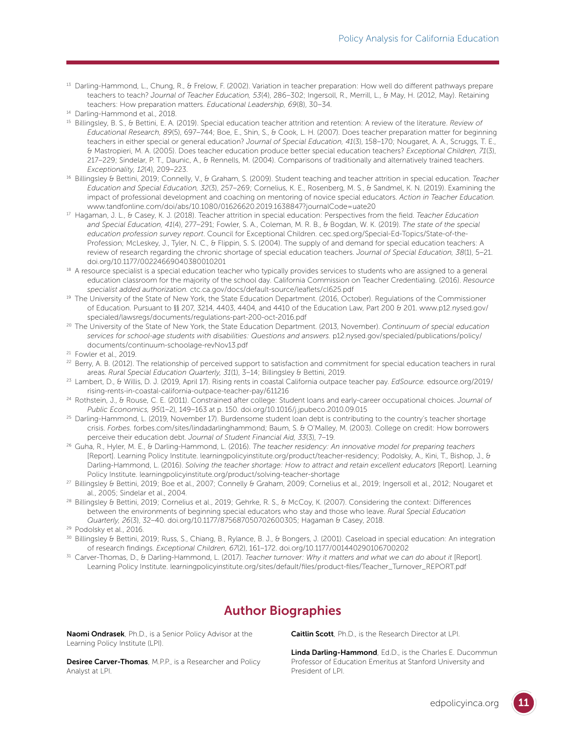[13] Darling-Hammond, L., Chung, R., & Frelow, F. (2002). Variation in teacher preparation: How well do different pathways prepare teachers to teach? *Journal of Teacher Education, 53*(4), 286–302; Ingersoll, R., Merrill, L., & May, H. (2012, May). Retaining teachers: How preparation matters. *Educational Leadership, 69*(8), 30–34.

[14] Darling-Hammond et al., 2018.

[15] Billingsley, B. S., & Bettini, E. A. (2019). Special education teacher attrition and retention: A review of the literature. *Review of Educational Research, 89*(5), 697–744; Boe, E., Shin, S., & Cook, L. H. (2007). Does teacher preparation matter for beginning teachers in either special or general education? *Journal of Special Education, 41*(3), 158–170; Nougaret, A. A., Scruggs, T. E., & Mastropieri, M. A. (2005). Does teacher education produce better special education teachers? *Exceptional Children, 71*(3), 217–229; Sindelar, P. T., Daunic, A., & Rennells, M. (2004). Comparisons of traditionally and alternatively trained teachers. *Exceptionality, 12*(4), 209–223.

[16] Billingsley & Bettini, 2019; Connelly, V., & Graham, S. (2009). Student teaching and teacher attrition in special education. *Teacher Education and Special Education, 32*(3), 257–269; Cornelius, K. E., Rosenberg, M. S., & Sandmel, K. N. (2019). Examining the impact of professional development and coaching on mentoring of novice special educators. *Action in Teacher Education.* www.tandfonline.com/doi/abs/10.1080/01626620.2019.1638847?journalCode=uate20

[17] Hagaman, J. L., & Casey, K. J. (2018). Teacher attrition in special education: Perspectives from the field. *Teacher Education and Special Education, 41*(4), 277–291; Fowler, S. A., Coleman, M. R. B., & Bogdan, W. K. (2019). *The state of the special education profession survey report*. Council for Exceptional Children. cec.sped.org/Special-Ed-Topics/State-of-the-Profession; McLeskey, J., Tyler, N. C., & Flippin, S. S. (2004). The supply of and demand for special education teachers: A review of research regarding the chronic shortage of special education teachers. *Journal of Special Education, 38*(1), 5–21. doi.org/10.1177/00224669040380010201

[18] A resource specialist is a special education teacher who typically provides services to students who are assigned to a general education classroom for the majority of the school day. California Commission on Teacher Credentialing. (2016). *Resource specialist added authorization.* ctc.ca.gov/docs/default-source/leaflets/cl625.pdf

[19] The University of the State of New York, the State Education Department. (2016, October). Regulations of the Commissioner of Education. Pursuant to §§ 207, 3214, 4403, 4404, and 4410 of the Education Law, Part 200 & 201. www.p12.nysed.gov/specialed/lawsregs/documents/regulations-part-200-oct-2016.pdf

[20] The University of the State of New York, the State Education Department. (2013, November). *Continuum of special education services for school-age students with disabilities: Questions and answers.* p12.nysed.gov/specialed/publications/policy/documents/continuum-schoolage-revNov13.pdf

[21] Fowler et al., 2019.

[22] Berry, A. B. (2012). The relationship of perceived support to satisfaction and commitment for special education teachers in rural areas. *Rural Special Education Quarterly, 31*(1), 3–14; Billingsley & Bettini, 2019.

[23] Lambert, D., & Willis, D. J. (2019, April 17). Rising rents in coastal California outpace teacher pay. *EdSource.* edsource.org/2019/rising-rents-in-coastal-california-outpace-teacher-pay/611216

[24] Rothstein, J., & Rouse, C. E. (2011). Constrained after college: Student loans and early-career occupational choices. *Journal of Public Economics, 95*(1–2), 149–163 at p. 150. doi.org/10.1016/j.jpubeco.2010.09.015

[25] Darling-Hammond, L. (2019, November 17). Burdensome student loan debt is contributing to the country's teacher shortage crisis. *Forbes.* forbes.com/sites/lindadarlinghammond; Baum, S. & O'Malley, M. (2003). College on credit: How borrowers perceive their education debt. *Journal of Student Financial Aid, 33*(3), 7–19.

[26] Guha, R., Hyler, M. E., & Darling-Hammond, L. (2016). *The teacher residency: An innovative model for preparing teachers* [Report]. Learning Policy Institute. learningpolicyinstitute.org/product/teacher-residency; Podolsky, A., Kini, T., Bishop, J., & Darling-Hammond, L. (2016). *Solving the teacher shortage: How to attract and retain excellent educators* [Report]. Learning Policy Institute. learningpolicyinstitute.org/product/solving-teacher-shortage

[27] Billingsley & Bettini, 2019; Boe et al., 2007; Connelly & Graham, 2009; Cornelius et al., 2019; Ingersoll et al., 2012; Nougaret et al., 2005; Sindelar et al., 2004.

[28] Billingsley & Bettini, 2019; Cornelius et al., 2019; Gehrke, R. S., & McCoy, K. (2007). Considering the context: Differences between the environments of beginning special educators who stay and those who leave. *Rural Special Education Quarterly, 26*(3), 32–40. doi.org/10.1177/875687050702600305; Hagaman & Casey, 2018.

[29] Podolsky et al., 2016.

[30] Billingsley & Bettini, 2019; Russ, S., Chiang, B., Rylance, B. J., & Bongers, J. (2001). Caseload in special education: An integration of research findings. *Exceptional Children, 67*(2), 161–172. doi.org/10.1177/001440290106700202

[31] Carver-Thomas, D., & Darling-Hammond, L. (2017). *Teacher turnover: Why it matters and what we can do about it* [Report]. Learning Policy Institute. learningpolicyinstitute.org/sites/default/files/product-files/Teacher_Turnover_REPORT.pdf

## Author Biographies

**Naomi Ondrasek**, Ph.D., is a Senior Policy Advisor at the Learning Policy Institute (LPI).

**Desiree Carver-Thomas**, M.P.P., is a Researcher and Policy Analyst at LPI.

**Caitlin Scott**, Ph.D., is the Research Director at LPI.

**Linda Darling-Hammond**, Ed.D., is the Charles E. Ducommun Professor of Education Emeritus at Stanford University and President of LPI.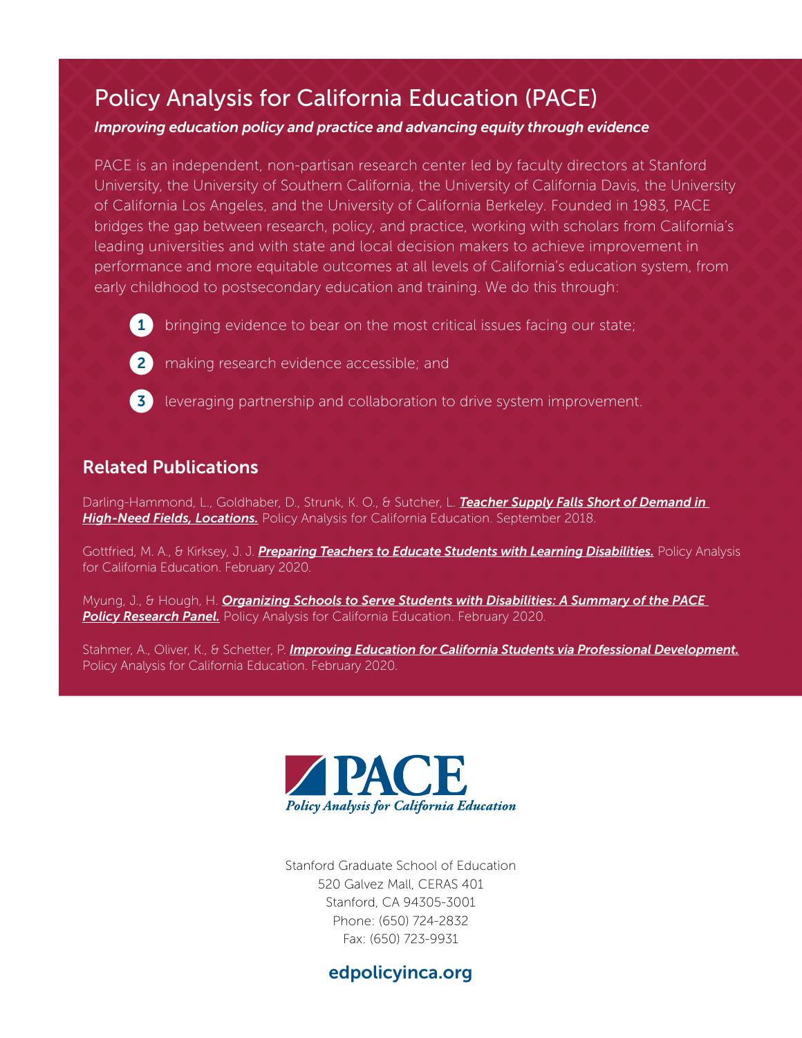# Policy Analysis for California Education (PACE)

***Improving education policy and practice and advancing equity through evidence***

PACE is an independent, non-partisan research center led by faculty directors at Stanford University, the University of Southern California, the University of California Davis, the University of California Los Angeles, and the University of California Berkeley. Founded in 1983, PACE bridges the gap between research, policy, and practice, working with scholars from California's leading universities and with state and local decision makers to achieve improvement in performance and more equitable outcomes at all levels of California's education system, from early childhood to postsecondary education and training. We do this through:

1. bringing evidence to bear on the most critical issues facing our state;
2. making research evidence accessible; and
3. leveraging partnership and collaboration to drive system improvement.

## Related Publications

Darling-Hammond, L., Goldhaber, D., Strunk, K. O., & Sutcher, L. ***Teacher Supply Falls Short of Demand in High-Need Fields, Locations.*** Policy Analysis for California Education. September 2018.

Gottfried, M. A., & Kirksey, J. J. ***Preparing Teachers to Educate Students with Learning Disabilities.*** Policy Analysis for California Education. February 2020.

Myung, J., & Hough, H. ***Organizing Schools to Serve Students with Disabilities: A Summary of the PACE Policy Research Panel.*** Policy Analysis for California Education. February 2020.

Stahmer, A., Oliver, K., & Schetter, P. ***Improving Education for California Students via Professional Development.*** Policy Analysis for California Education. February 2020.

PACE
Policy Analysis for California Education

Stanford Graduate School of Education
520 Galvez Mall, CERAS 401
Stanford, CA 94305-3001
Phone: (650) 724-2832
Fax: (650) 723-9931

**edpolicyinca.org**